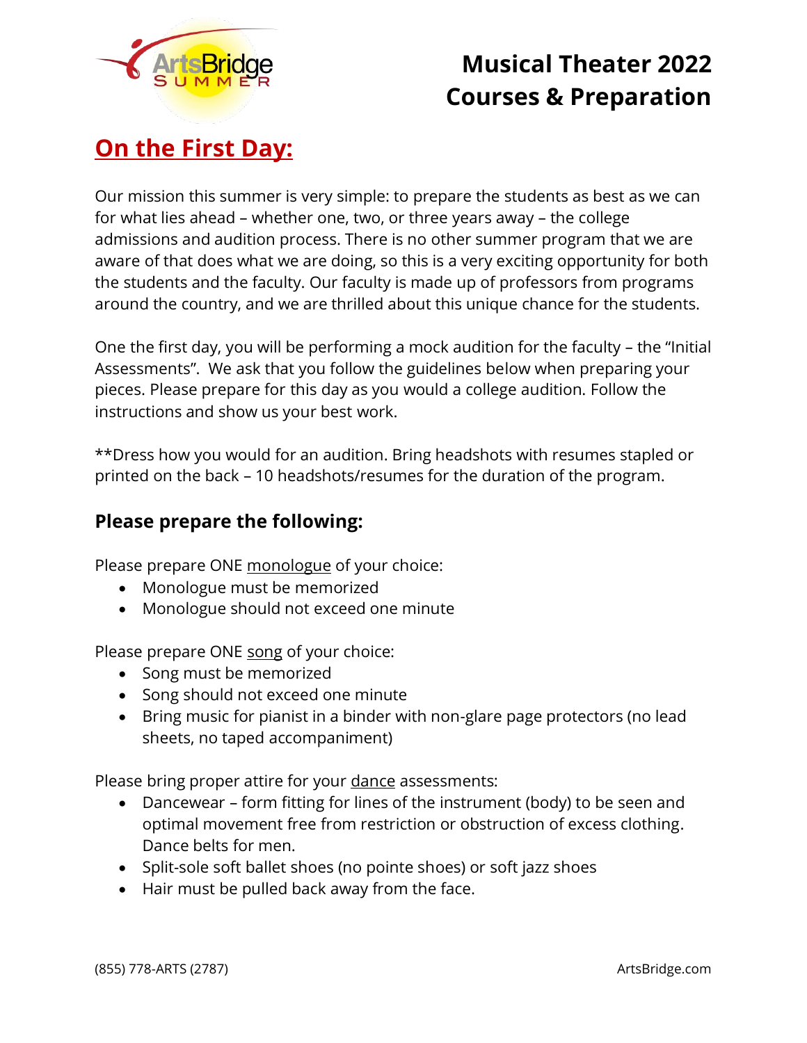# Musical Theater 2022 Courses & Preparation

## On the First Day:

Our mission this summer is very simple: to prepare the students as best as we can for what lies ahead – whether one, two, or three years away – the college admissions and audition process. There is no other summer program that we are aware of that does what we are doing, so this is a very exciting opportunity for both the students and the faculty. Our faculty is made up of professors from programs around the country, and we are thrilled about this unique chance for the students.

One the first day, you will be performing a mock audition for the faculty – the "Initial Assessments". We ask that you follow the guidelines below when preparing your pieces. Please prepare for this day as you would a college audition. Follow the instructions and show us your best work.

**Dress how you would for an audition. Bring headshots with resumes stapled or printed on the back – 10 headshots/resumes for the duration of the program.

### Please prepare the following:

Please prepare ONE monologue of your choice:

- Monologue must be memorized
- Monologue should not exceed one minute

Please prepare ONE song of your choice:

- Song must be memorized
- Song should not exceed one minute
- Bring music for pianist in a binder with non-glare page protectors (no lead sheets, no taped accompaniment)

Please bring proper attire for your dance assessments:

- Dancewear – form fitting for lines of the instrument (body) to be seen and optimal movement free from restriction or obstruction of excess clothing. Dance belts for men.
- Split-sole soft ballet shoes (no pointe shoes) or soft jazz shoes
- Hair must be pulled back away from the face.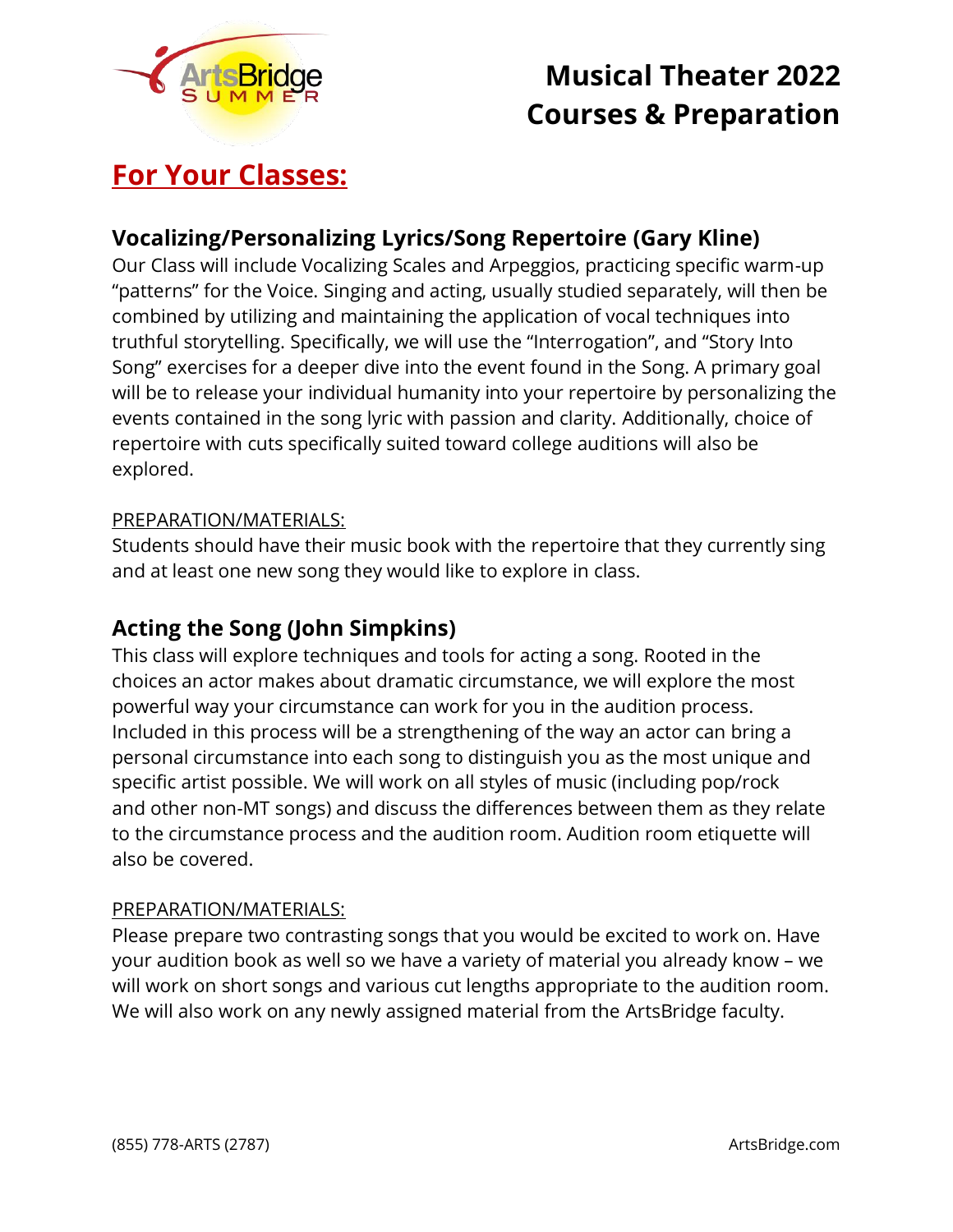# Musical Theater 2022 Courses & Preparation

## For Your Classes:

### Vocalizing/Personalizing Lyrics/Song Repertoire (Gary Kline)

Our Class will include Vocalizing Scales and Arpeggios, practicing specific warm-up "patterns" for the Voice. Singing and acting, usually studied separately, will then be combined by utilizing and maintaining the application of vocal techniques into truthful storytelling. Specifically, we will use the "Interrogation", and "Story Into Song" exercises for a deeper dive into the event found in the Song. A primary goal will be to release your individual humanity into your repertoire by personalizing the events contained in the song lyric with passion and clarity. Additionally, choice of repertoire with cuts specifically suited toward college auditions will also be explored.

PREPARATION/MATERIALS:

Students should have their music book with the repertoire that they currently sing and at least one new song they would like to explore in class.

### Acting the Song (John Simpkins)

This class will explore techniques and tools for acting a song. Rooted in the choices an actor makes about dramatic circumstance, we will explore the most powerful way your circumstance can work for you in the audition process. Included in this process will be a strengthening of the way an actor can bring a personal circumstance into each song to distinguish you as the most unique and specific artist possible. We will work on all styles of music (including pop/rock and other non-MT songs) and discuss the differences between them as they relate to the circumstance process and the audition room. Audition room etiquette will also be covered.

PREPARATION/MATERIALS:

Please prepare two contrasting songs that you would be excited to work on. Have your audition book as well so we have a variety of material you already know – we will work on short songs and various cut lengths appropriate to the audition room. We will also work on any newly assigned material from the ArtsBridge faculty.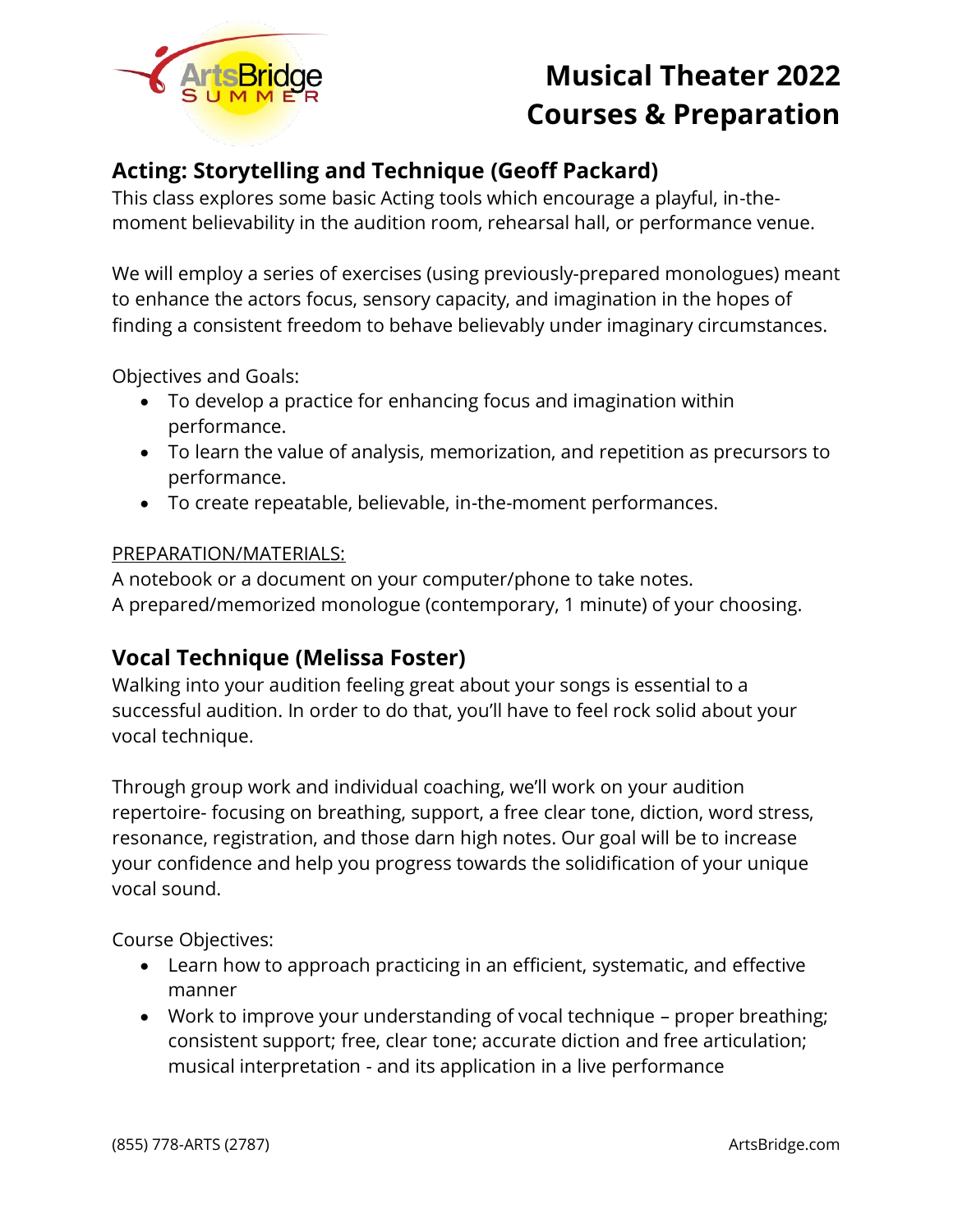# Musical Theater 2022 Courses & Preparation

## Acting: Storytelling and Technique (Geoff Packard)

This class explores some basic Acting tools which encourage a playful, in-the-moment believability in the audition room, rehearsal hall, or performance venue.

We will employ a series of exercises (using previously-prepared monologues) meant to enhance the actors focus, sensory capacity, and imagination in the hopes of finding a consistent freedom to behave believably under imaginary circumstances.

Objectives and Goals:

- To develop a practice for enhancing focus and imagination within performance.
- To learn the value of analysis, memorization, and repetition as precursors to performance.
- To create repeatable, believable, in-the-moment performances.

PREPARATION/MATERIALS:

A notebook or a document on your computer/phone to take notes.
A prepared/memorized monologue (contemporary, 1 minute) of your choosing.

## Vocal Technique (Melissa Foster)

Walking into your audition feeling great about your songs is essential to a successful audition. In order to do that, you'll have to feel rock solid about your vocal technique.

Through group work and individual coaching, we'll work on your audition repertoire- focusing on breathing, support, a free clear tone, diction, word stress, resonance, registration, and those darn high notes. Our goal will be to increase your confidence and help you progress towards the solidification of your unique vocal sound.

Course Objectives:

- Learn how to approach practicing in an efficient, systematic, and effective manner
- Work to improve your understanding of vocal technique – proper breathing; consistent support; free, clear tone; accurate diction and free articulation; musical interpretation - and its application in a live performance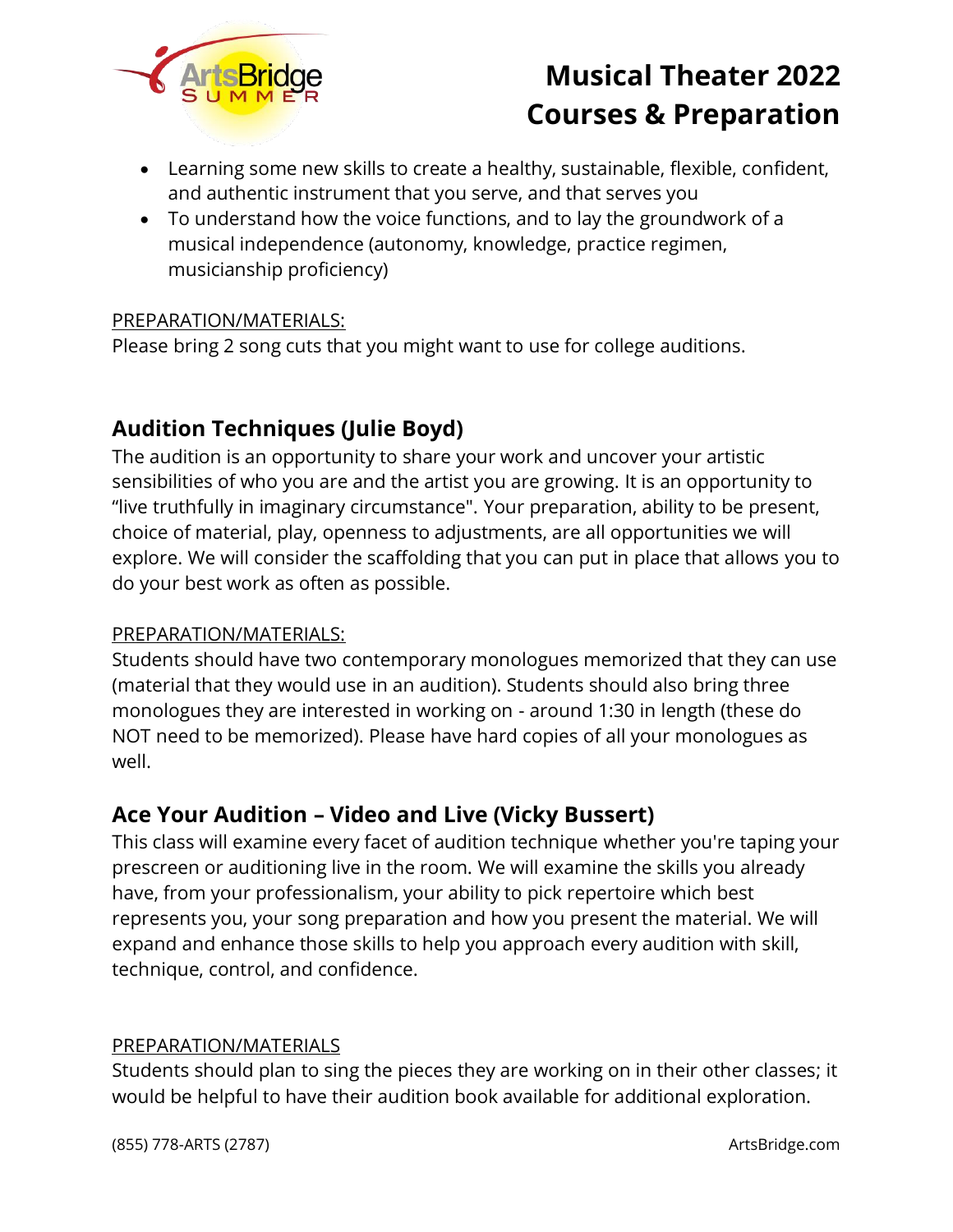- Learning some new skills to create a healthy, sustainable, flexible, confident, and authentic instrument that you serve, and that serves you
- To understand how the voice functions, and to lay the groundwork of a musical independence (autonomy, knowledge, practice regimen, musicianship proficiency)

PREPARATION/MATERIALS:
Please bring 2 song cuts that you might want to use for college auditions.

## Audition Techniques (Julie Boyd)

The audition is an opportunity to share your work and uncover your artistic sensibilities of who you are and the artist you are growing. It is an opportunity to "live truthfully in imaginary circumstance". Your preparation, ability to be present, choice of material, play, openness to adjustments, are all opportunities we will explore. We will consider the scaffolding that you can put in place that allows you to do your best work as often as possible.

PREPARATION/MATERIALS:
Students should have two contemporary monologues memorized that they can use (material that they would use in an audition). Students should also bring three monologues they are interested in working on - around 1:30 in length (these do NOT need to be memorized). Please have hard copies of all your monologues as well.

## Ace Your Audition – Video and Live (Vicky Bussert)

This class will examine every facet of audition technique whether you're taping your prescreen or auditioning live in the room. We will examine the skills you already have, from your professionalism, your ability to pick repertoire which best represents you, your song preparation and how you present the material. We will expand and enhance those skills to help you approach every audition with skill, technique, control, and confidence.

PREPARATION/MATERIALS
Students should plan to sing the pieces they are working on in their other classes; it would be helpful to have their audition book available for additional exploration.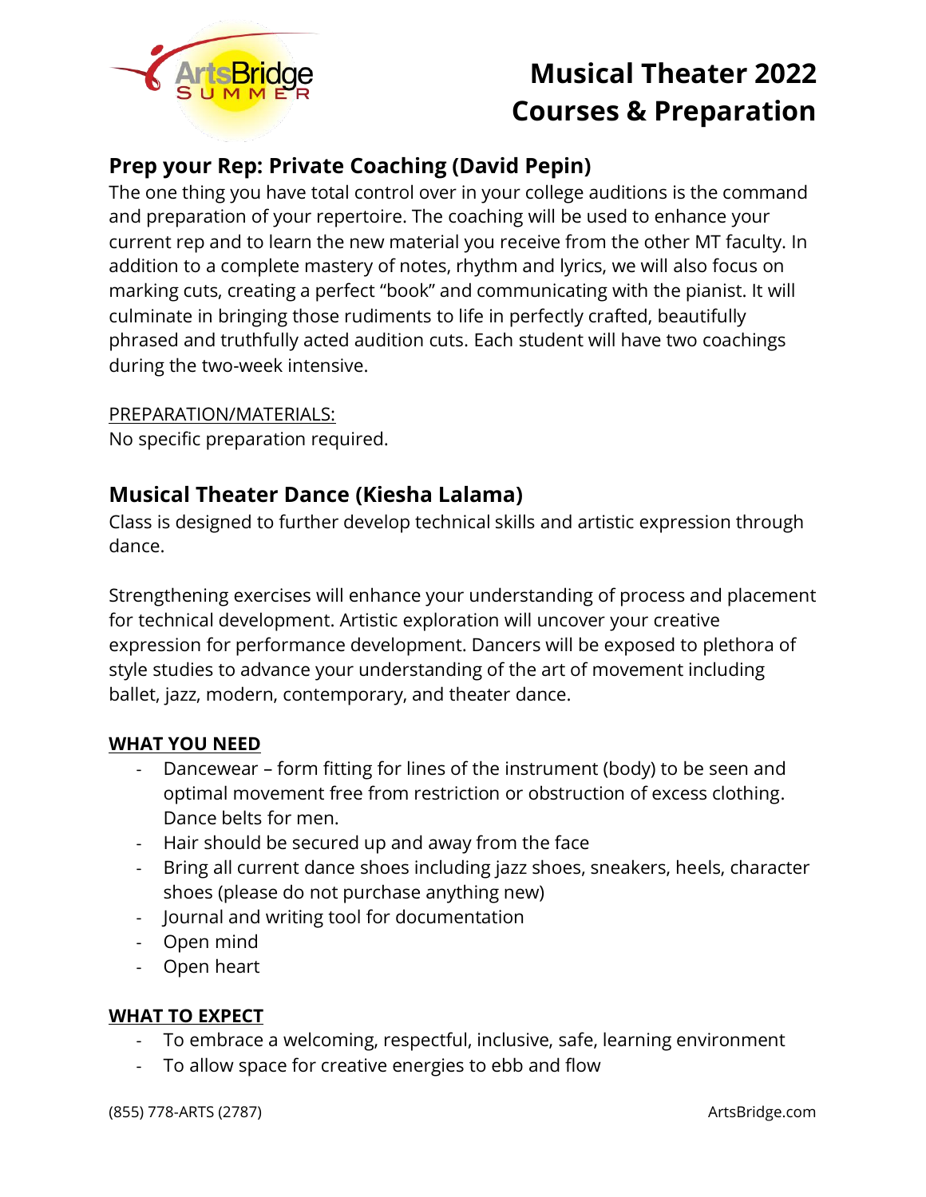# Musical Theater 2022 Courses & Preparation

## Prep your Rep: Private Coaching (David Pepin)

The one thing you have total control over in your college auditions is the command and preparation of your repertoire. The coaching will be used to enhance your current rep and to learn the new material you receive from the other MT faculty. In addition to a complete mastery of notes, rhythm and lyrics, we will also focus on marking cuts, creating a perfect "book" and communicating with the pianist. It will culminate in bringing those rudiments to life in perfectly crafted, beautifully phrased and truthfully acted audition cuts. Each student will have two coachings during the two-week intensive.

PREPARATION/MATERIALS:

No specific preparation required.

## Musical Theater Dance (Kiesha Lalama)

Class is designed to further develop technical skills and artistic expression through dance.

Strengthening exercises will enhance your understanding of process and placement for technical development. Artistic exploration will uncover your creative expression for performance development. Dancers will be exposed to plethora of style studies to advance your understanding of the art of movement including ballet, jazz, modern, contemporary, and theater dance.

**WHAT YOU NEED**

- Dancewear – form fitting for lines of the instrument (body) to be seen and optimal movement free from restriction or obstruction of excess clothing. Dance belts for men.
- Hair should be secured up and away from the face
- Bring all current dance shoes including jazz shoes, sneakers, heels, character shoes (please do not purchase anything new)
- Journal and writing tool for documentation
- Open mind
- Open heart

**WHAT TO EXPECT**

- To embrace a welcoming, respectful, inclusive, safe, learning environment
- To allow space for creative energies to ebb and flow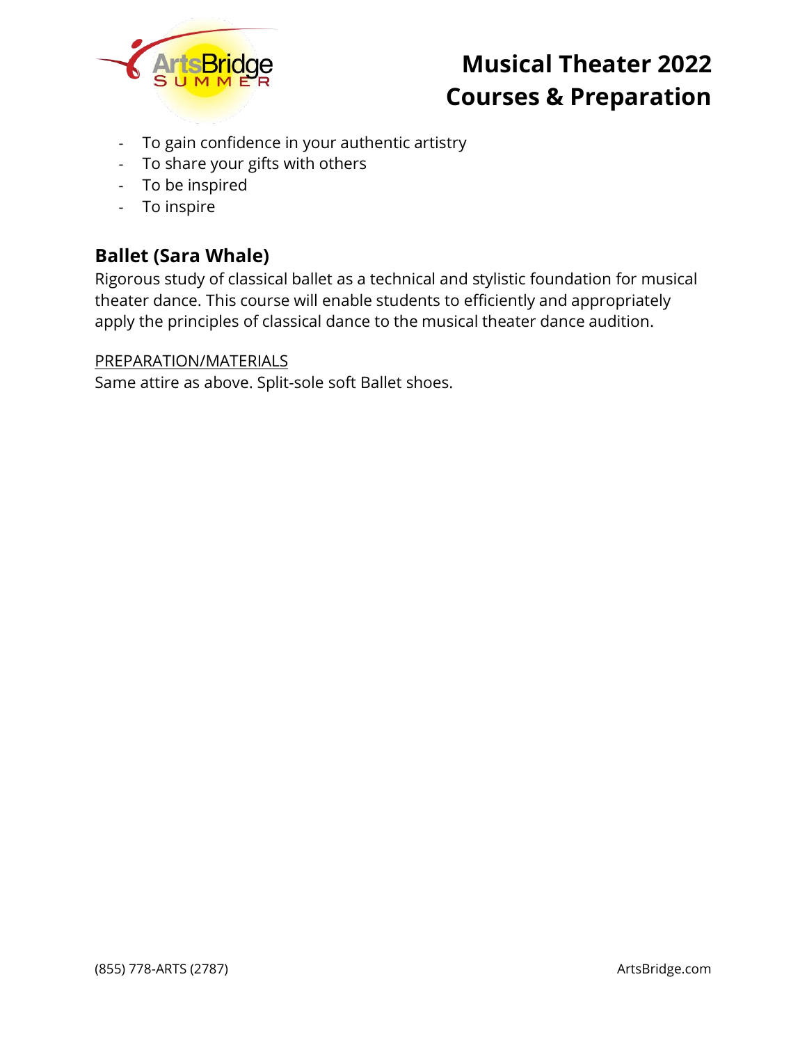- To gain confidence in your authentic artistry
- To share your gifts with others
- To be inspired
- To inspire

## Ballet (Sara Whale)

Rigorous study of classical ballet as a technical and stylistic foundation for musical theater dance. This course will enable students to efficiently and appropriately apply the principles of classical dance to the musical theater dance audition.

PREPARATION/MATERIALS

Same attire as above. Split-sole soft Ballet shoes.